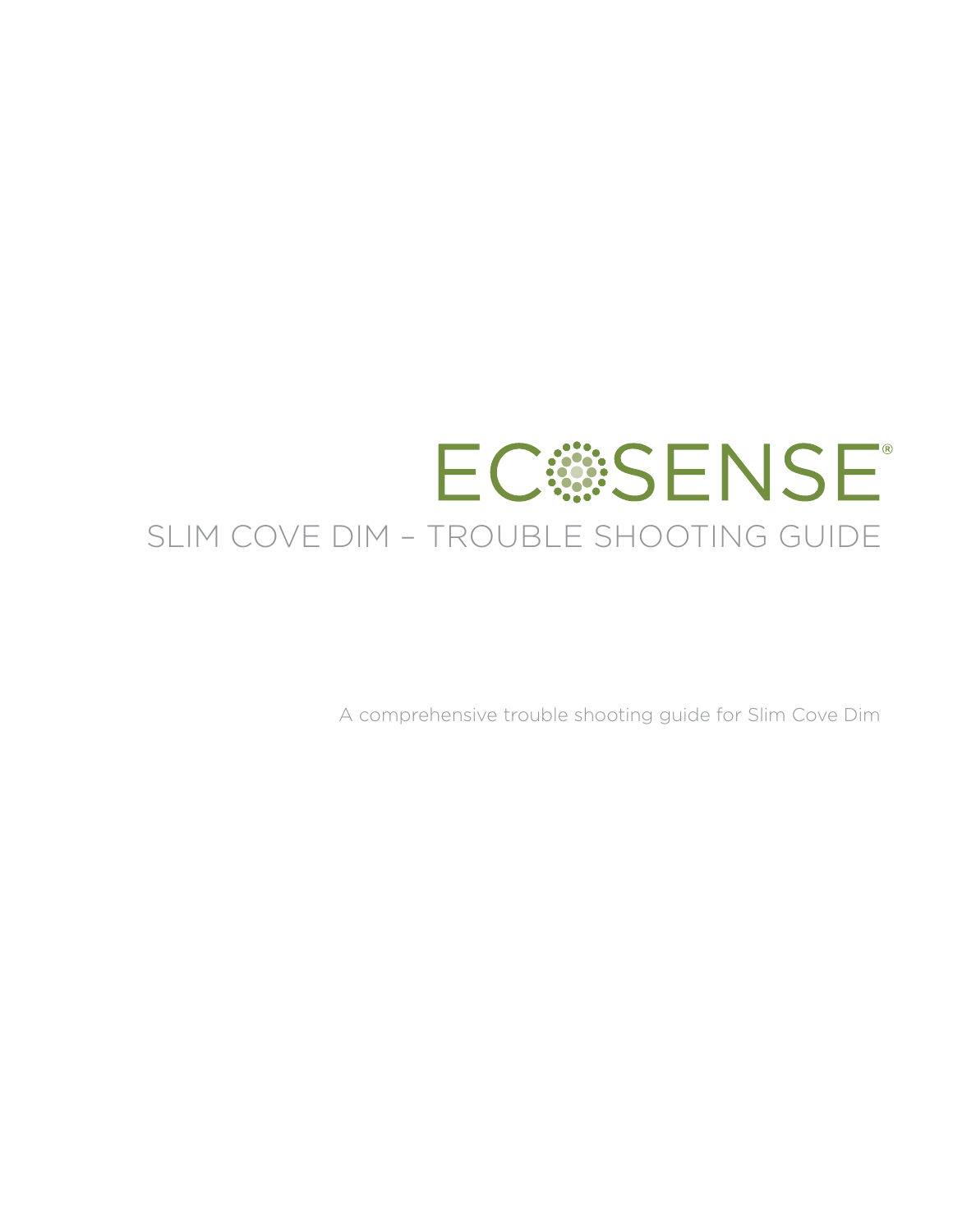# ECOSENSE®

## SLIM COVE DIM – TROUBLE SHOOTING GUIDE

A comprehensive trouble shooting guide for Slim Cove Dim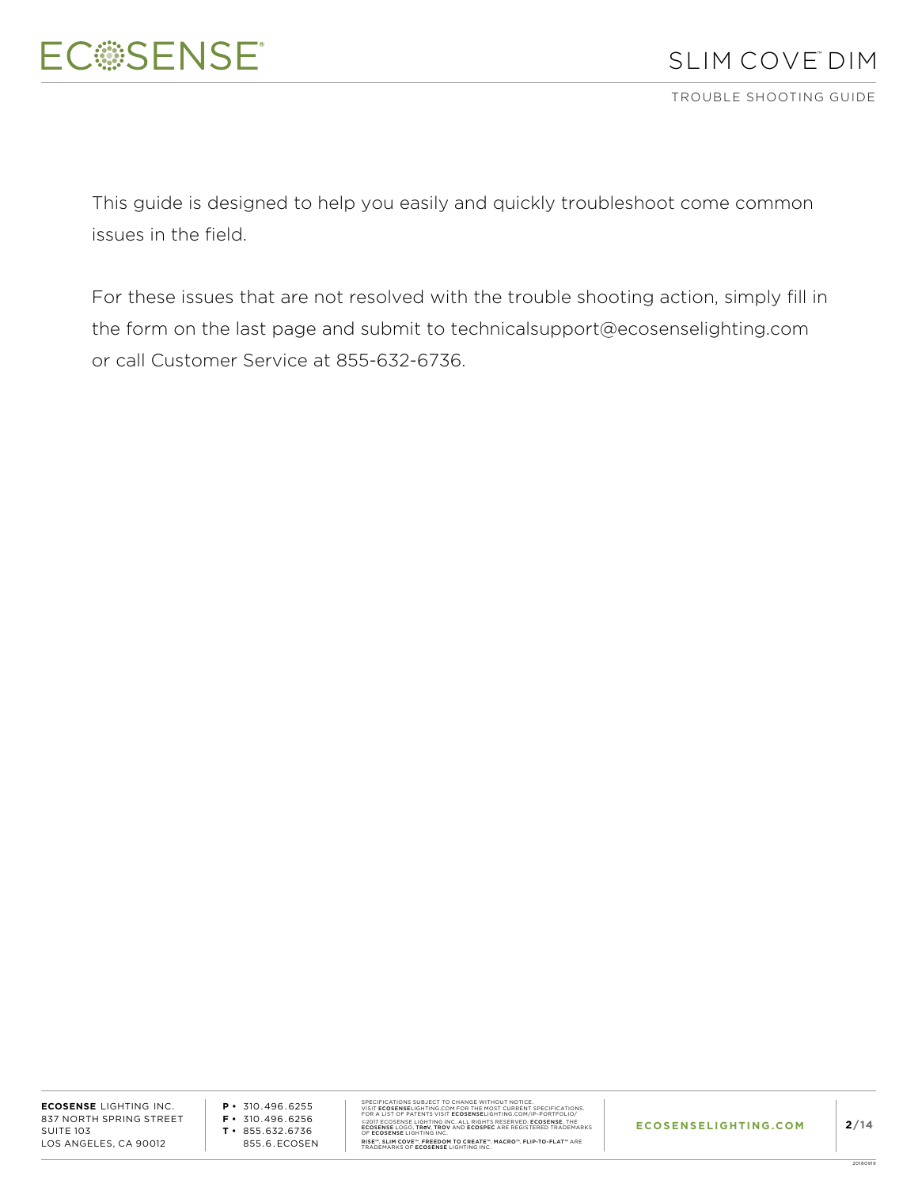This guide is designed to help you easily and quickly troubleshoot come common issues in the field.

For these issues that are not resolved with the trouble shooting action, simply fill in the form on the last page and submit to technicalsupport@ecosenselighting.com or call Customer Service at 855-632-6736.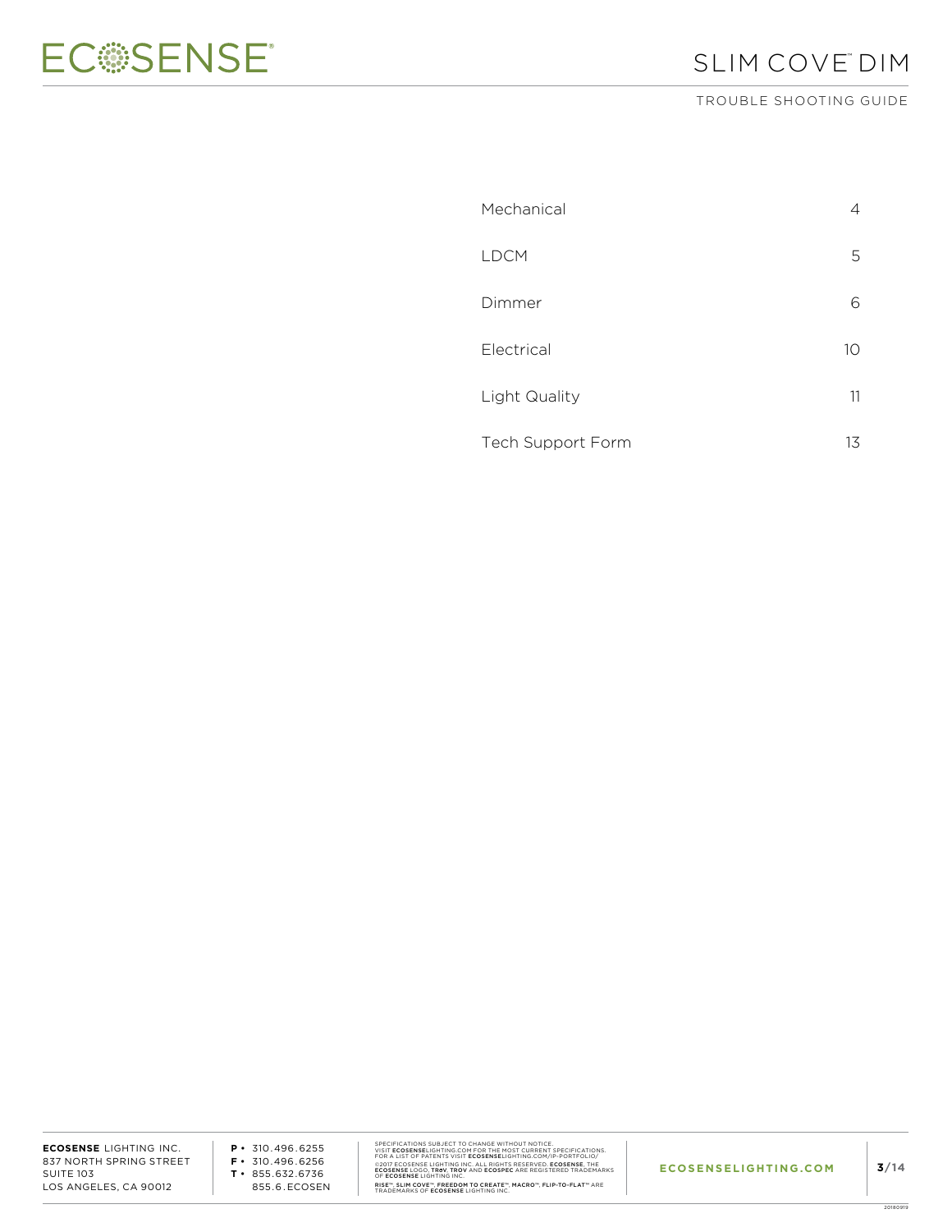| | |
|---|---|
| Mechanical | 4 |
| LDCM | 5 |
| Dimmer | 6 |
| Electrical | 10 |
| Light Quality | 11 |
| Tech Support Form | 13 |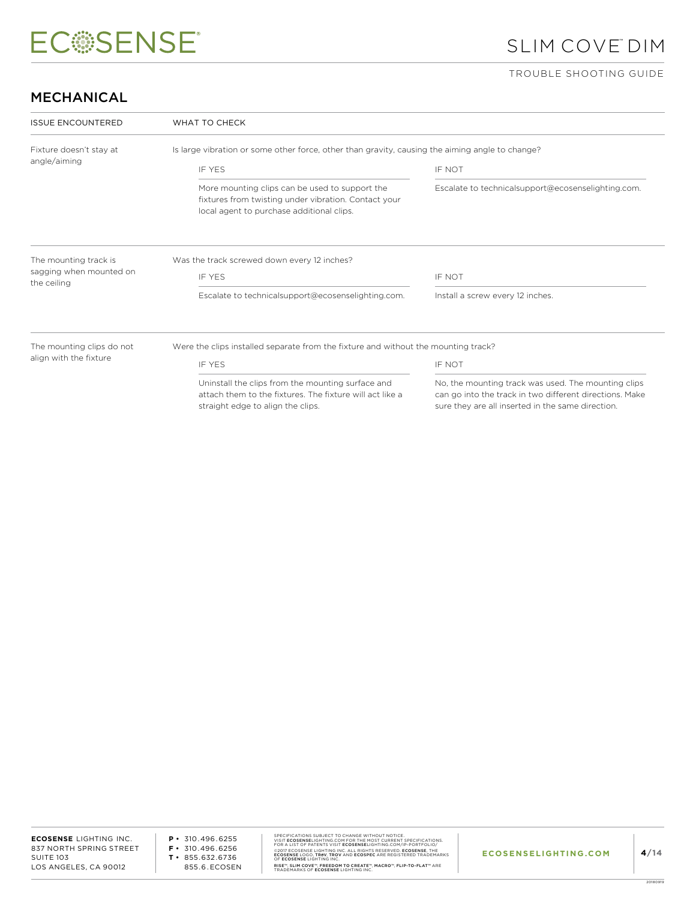## MECHANICAL

| ISSUE ENCOUNTERED | WHAT TO CHECK | |
|---|---|---|
| Fixture doesn't stay at angle/aiming | Is large vibration or some other force, other than gravity, causing the aiming angle to change? | |
| | IF YES | IF NOT |
| | More mounting clips can be used to support the fixtures from twisting under vibration. Contact your local agent to purchase additional clips. | Escalate to technicalsupport@ecosenselighting.com. |
| The mounting track is sagging when mounted on the ceiling | Was the track screwed down every 12 inches? | |
| | IF YES | IF NOT |
| | Escalate to technicalsupport@ecosenselighting.com. | Install a screw every 12 inches. |
| The mounting clips do not align with the fixture | Were the clips installed separate from the fixture and without the mounting track? | |
| | IF YES | IF NOT |
| | Uninstall the clips from the mounting surface and attach them to the fixtures. The fixture will act like a straight edge to align the clips. | No, the mounting track was used. The mounting clips can go into the track in two different directions. Make sure they are all inserted in the same direction. |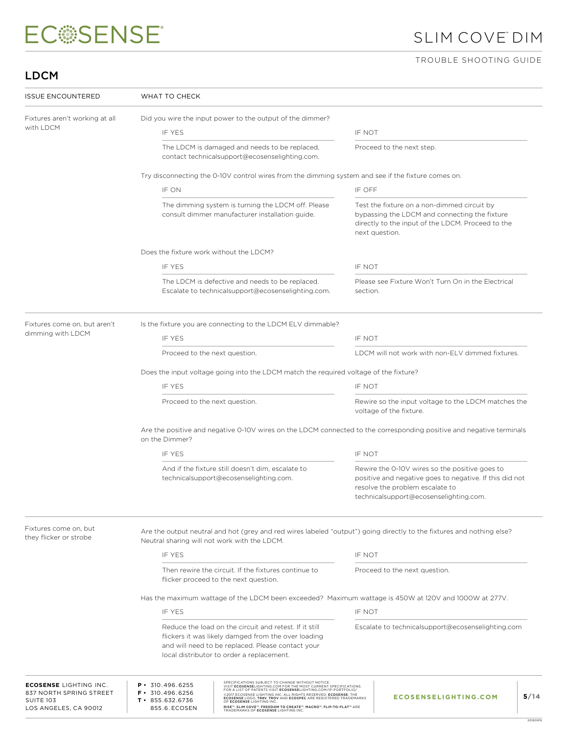# SLIM COVE™ DIM

TROUBLE SHOOTING GUIDE

## LDCM

| ISSUE ENCOUNTERED | WHAT TO CHECK |
| --- | --- |

### Fixtures aren't working at all with LDCM

Did you wire the input power to the output of the dimmer?

| IF YES | IF NOT |
| --- | --- |
| The LDCM is damaged and needs to be replaced, contact technicalsupport@ecosenselighting.com. | Proceed to the next step. |

Try disconnecting the 0-10V control wires from the dimming system and see if the fixture comes on.

| IF ON | IF OFF |
| --- | --- |
| The dimming system is turning the LDCM off. Please consult dimmer manufacturer installation guide. | Test the fixture on a non-dimmed circuit by bypassing the LDCM and connecting the fixture directly to the input of the LDCM. Proceed to the next question. |

Does the fixture work without the LDCM?

| IF YES | IF NOT |
| --- | --- |
| The LDCM is defective and needs to be replaced. Escalate to technicalsupport@ecosenselighting.com. | Please see Fixture Won't Turn On in the Electrical section. |

### Fixtures come on, but aren't dimming with LDCM

Is the fixture you are connecting to the LDCM ELV dimmable?

| IF YES | IF NOT |
| --- | --- |
| Proceed to the next question. | LDCM will not work with non-ELV dimmed fixtures. |

Does the input voltage going into the LDCM match the required voltage of the fixture?

| IF YES | IF NOT |
| --- | --- |
| Proceed to the next question. | Rewire so the input voltage to the LDCM matches the voltage of the fixture. |

Are the positive and negative 0-10V wires on the LDCM connected to the corresponding positive and negative terminals on the Dimmer?

| IF YES | IF NOT |
| --- | --- |
| And if the fixture still doesn't dim, escalate to technicalsupport@ecosenselighting.com. | Rewire the 0-10V wires so the positive goes to positive and negative goes to negative. If this did not resolve the problem escalate to technicalsupport@ecosenselighting.com. |

### Fixtures come on, but they flicker or strobe

Are the output neutral and hot (grey and red wires labeled "output") going directly to the fixtures and nothing else? Neutral sharing will not work with the LDCM.

| IF YES | IF NOT |
| --- | --- |
| Then rewire the circuit. If the fixtures continue to flicker proceed to the next question. | Proceed to the next question. |

Has the maximum wattage of the LDCM been exceeded? Maximum wattage is 450W at 120V and 1000W at 277V.

| IF YES | IF NOT |
| --- | --- |
| Reduce the load on the circuit and retest. If it still flickers it was likely damged from the over loading and will need to be replaced. Please contact your local distributor to order a replacement. | Escalate to technicalsupport@ecosenselighting.com |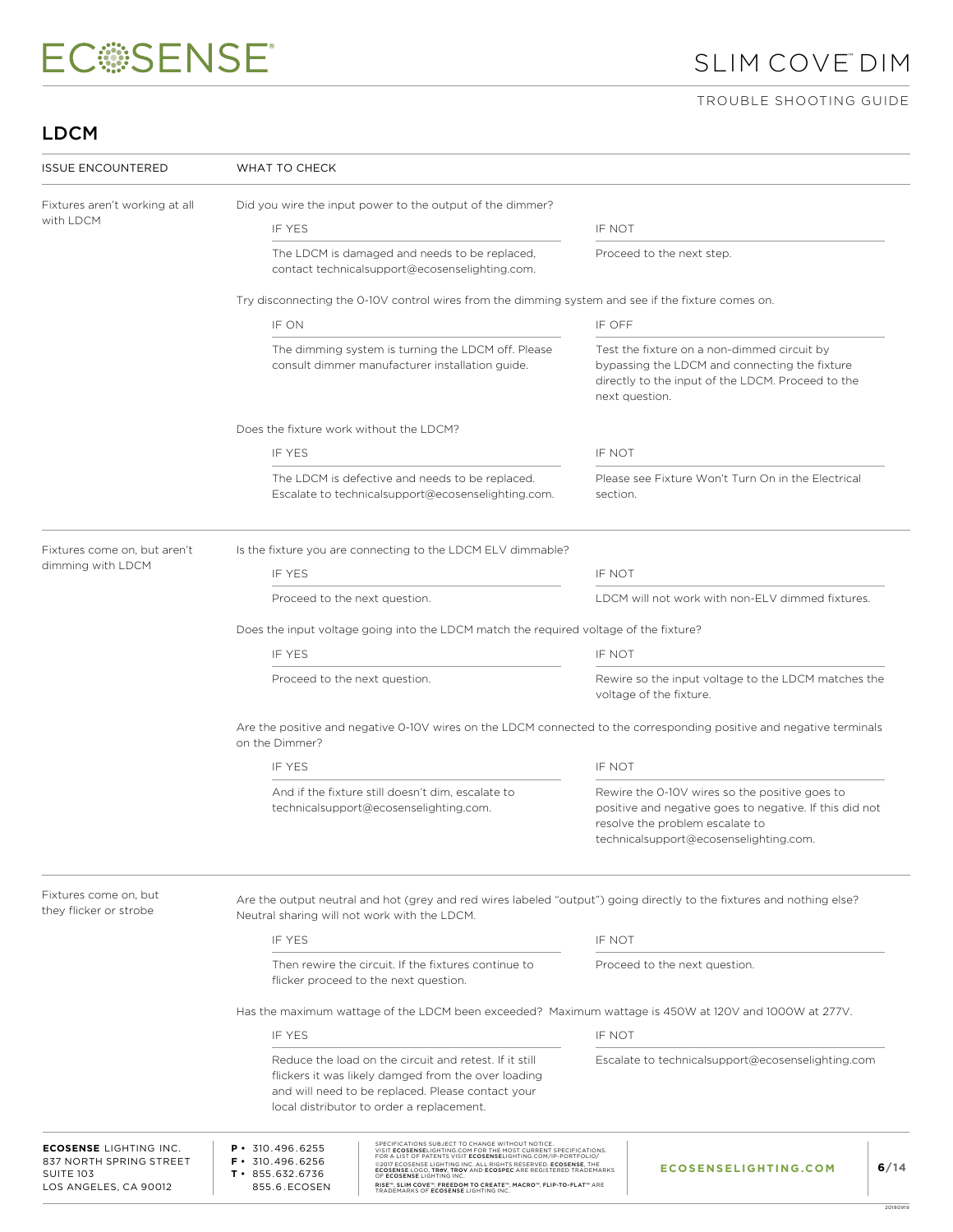## LDCM

| ISSUE ENCOUNTERED | WHAT TO CHECK |
|---|---|

### Fixtures aren't working at all with LDCM

Did you wire the input power to the output of the dimmer?

| IF YES | IF NOT |
|---|---|
| The LDCM is damaged and needs to be replaced, contact technicalsupport@ecosenselighting.com. | Proceed to the next step. |

Try disconnecting the 0-10V control wires from the dimming system and see if the fixture comes on.

| IF ON | IF OFF |
|---|---|
| The dimming system is turning the LDCM off. Please consult dimmer manufacturer installation guide. | Test the fixture on a non-dimmed circuit by bypassing the LDCM and connecting the fixture directly to the input of the LDCM. Proceed to the next question. |

Does the fixture work without the LDCM?

| IF YES | IF NOT |
|---|---|
| The LDCM is defective and needs to be replaced. Escalate to technicalsupport@ecosenselighting.com. | Please see Fixture Won't Turn On in the Electrical section. |

### Fixtures come on, but aren't dimming with LDCM

Is the fixture you are connecting to the LDCM ELV dimmable?

| IF YES | IF NOT |
|---|---|
| Proceed to the next question. | LDCM will not work with non-ELV dimmed fixtures. |

Does the input voltage going into the LDCM match the required voltage of the fixture?

| IF YES | IF NOT |
|---|---|
| Proceed to the next question. | Rewire so the input voltage to the LDCM matches the voltage of the fixture. |

Are the positive and negative 0-10V wires on the LDCM connected to the corresponding positive and negative terminals on the Dimmer?

| IF YES | IF NOT |
|---|---|
| And if the fixture still doesn't dim, escalate to technicalsupport@ecosenselighting.com. | Rewire the 0-10V wires so the positive goes to positive and negative goes to negative. If this did not resolve the problem escalate to technicalsupport@ecosenselighting.com. |

### Fixtures come on, but they flicker or strobe

Are the output neutral and hot (grey and red wires labeled "output") going directly to the fixtures and nothing else? Neutral sharing will not work with the LDCM.

| IF YES | IF NOT |
|---|---|
| Then rewire the circuit. If the fixtures continue to flicker proceed to the next question. | Proceed to the next question. |

Has the maximum wattage of the LDCM been exceeded? Maximum wattage is 450W at 120V and 1000W at 277V.

| IF YES | IF NOT |
|---|---|
| Reduce the load on the circuit and retest. If it still flickers it was likely damged from the over loading and will need to be replaced. Please contact your local distributor to order a replacement. | Escalate to technicalsupport@ecosenselighting.com |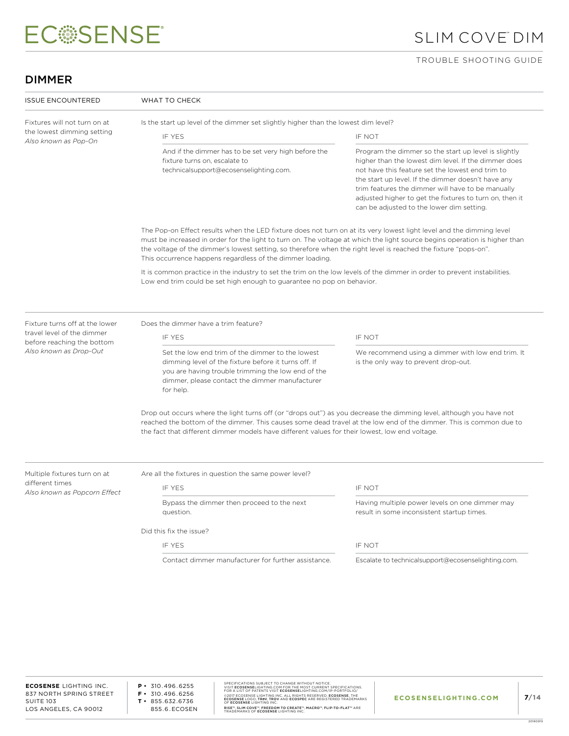## DIMMER

| ISSUE ENCOUNTERED | WHAT TO CHECK |
|---|---|

### Fixtures will not turn on at the lowest dimming setting
*Also known as Pop-On*

Is the start up level of the dimmer set slightly higher than the lowest dim level?

| IF YES | IF NOT |
|---|---|
| And if the dimmer has to be set very high before the fixture turns on, escalate to technicalsupport@ecosenselighting.com. | Program the dimmer so the start up level is slightly higher than the lowest dim level. If the dimmer does not have this feature set the lowest end trim to the start up level. If the dimmer doesn't have any trim features the dimmer will have to be manually adjusted higher to get the fixtures to turn on, then it can be adjusted to the lower dim setting. |

The Pop-on Effect results when the LED fixture does not turn on at its very lowest light level and the dimming level must be increased in order for the light to turn on. The voltage at which the light source begins operation is higher than the voltage of the dimmer's lowest setting, so therefore when the right level is reached the fixture "pops-on". This occurrence happens regardless of the dimmer loading.

It is common practice in the industry to set the trim on the low levels of the dimmer in order to prevent instabilities. Low end trim could be set high enough to guarantee no pop on behavior.

### Fixture turns off at the lower travel level of the dimmer before reaching the bottom
*Also known as Drop-Out*

Does the dimmer have a trim feature?

| IF YES | IF NOT |
|---|---|
| Set the low end trim of the dimmer to the lowest dimming level of the fixture before it turns off. If you are having trouble trimming the low end of the dimmer, please contact the dimmer manufacturer for help. | We recommend using a dimmer with low end trim. It is the only way to prevent drop-out. |

Drop out occurs where the light turns off (or "drops out") as you decrease the dimming level, although you have not reached the bottom of the dimmer. This causes some dead travel at the low end of the dimmer. This is common due to the fact that different dimmer models have different values for their lowest, low end voltage.

### Multiple fixtures turn on at different times
*Also known as Popcorn Effect*

Are all the fixtures in question the same power level?

| IF YES | IF NOT |
|---|---|
| Bypass the dimmer then proceed to the next question. | Having multiple power levels on one dimmer may result in some inconsistent startup times. |

Did this fix the issue?

| IF YES | IF NOT |
|---|---|
| Contact dimmer manufacturer for further assistance. | Escalate to technicalsupport@ecosenselighting.com. |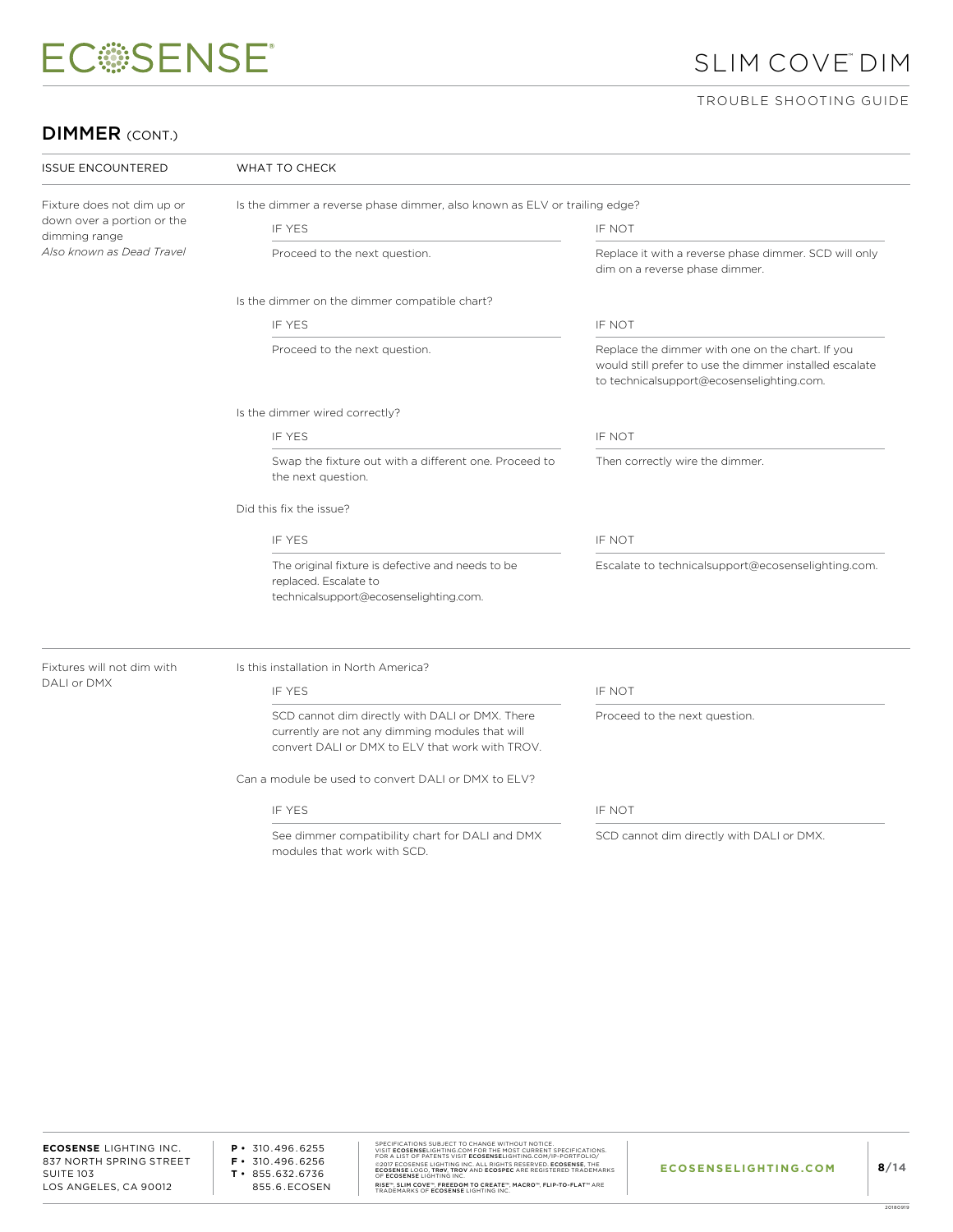## DIMMER (CONT.)

| ISSUE ENCOUNTERED | WHAT TO CHECK | |
|---|---|---|
| Fixture does not dim up or down over a portion or the dimming range *Also known as Dead Travel* | Is the dimmer a reverse phase dimmer, also known as ELV or trailing edge? | |
| | IF YES | IF NOT |
| | Proceed to the next question. | Replace it with a reverse phase dimmer. SCD will only dim on a reverse phase dimmer. |
| | Is the dimmer on the dimmer compatible chart? | |
| | IF YES | IF NOT |
| | Proceed to the next question. | Replace the dimmer with one on the chart. If you would still prefer to use the dimmer installed escalate to technicalsupport@ecosenselighting.com. |
| | Is the dimmer wired correctly? | |
| | IF YES | IF NOT |
| | Swap the fixture out with a different one. Proceed to the next question. | Then correctly wire the dimmer. |
| | Did this fix the issue? | |
| | IF YES | IF NOT |
| | The original fixture is defective and needs to be replaced. Escalate to technicalsupport@ecosenselighting.com. | Escalate to technicalsupport@ecosenselighting.com. |
| Fixtures will not dim with DALI or DMX | Is this installation in North America? | |
| | IF YES | IF NOT |
| | SCD cannot dim directly with DALI or DMX. There currently are not any dimming modules that will convert DALI or DMX to ELV that work with TROV. | Proceed to the next question. |
| | Can a module be used to convert DALI or DMX to ELV? | |
| | IF YES | IF NOT |
| | See dimmer compatibility chart for DALI and DMX modules that work with SCD. | SCD cannot dim directly with DALI or DMX. |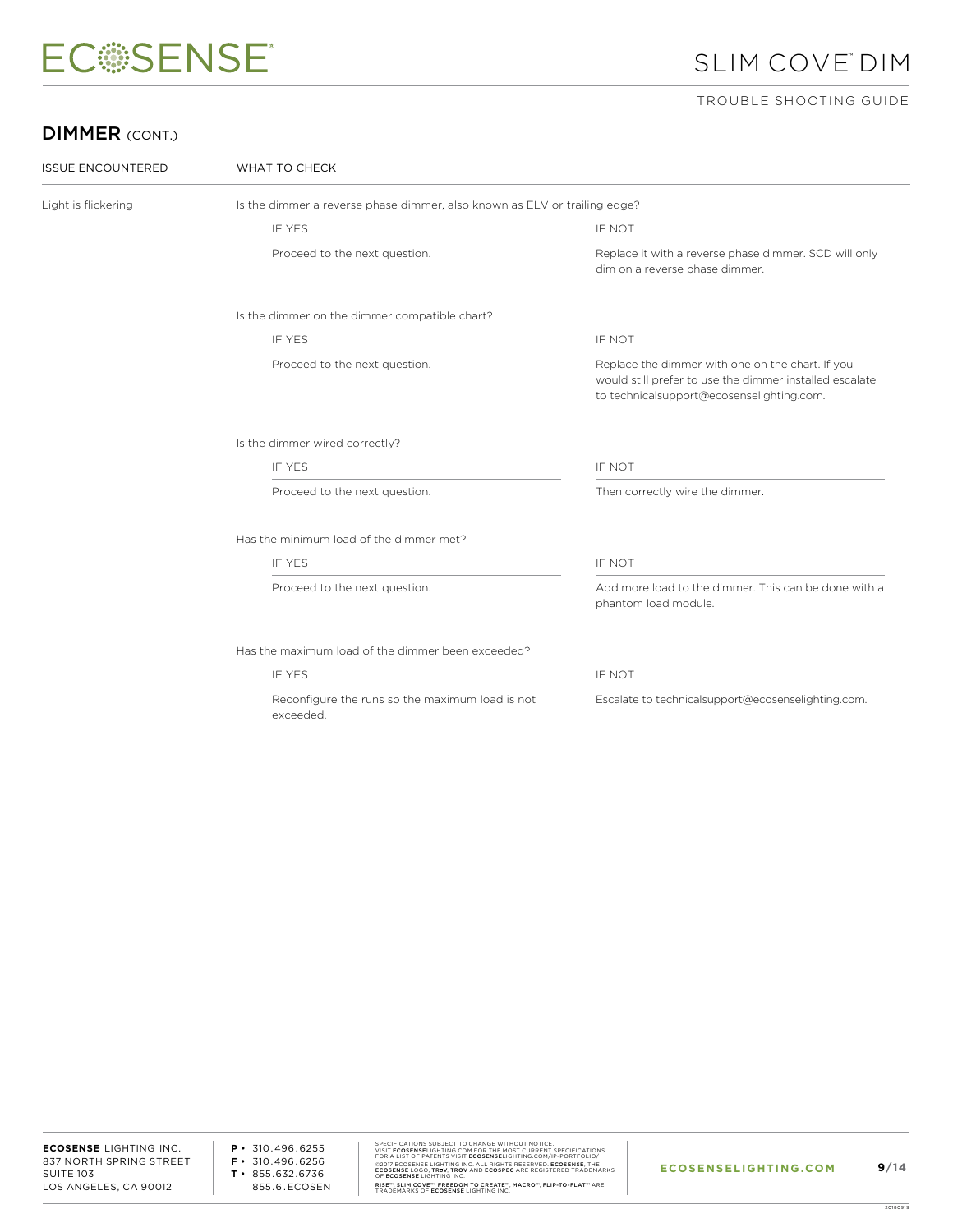## DIMMER (CONT.)

| ISSUE ENCOUNTERED | WHAT TO CHECK | |
|---|---|---|
| Light is flickering | Is the dimmer a reverse phase dimmer, also known as ELV or trailing edge? | |
| | IF YES | IF NOT |
| | Proceed to the next question. | Replace it with a reverse phase dimmer. SCD will only dim on a reverse phase dimmer. |
| | Is the dimmer on the dimmer compatible chart? | |
| | IF YES | IF NOT |
| | Proceed to the next question. | Replace the dimmer with one on the chart. If you would still prefer to use the dimmer installed escalate to technicalsupport@ecosenselighting.com. |
| | Is the dimmer wired correctly? | |
| | IF YES | IF NOT |
| | Proceed to the next question. | Then correctly wire the dimmer. |
| | Has the minimum load of the dimmer met? | |
| | IF YES | IF NOT |
| | Proceed to the next question. | Add more load to the dimmer. This can be done with a phantom load module. |
| | Has the maximum load of the dimmer been exceeded? | |
| | IF YES | IF NOT |
| | Reconfigure the runs so the maximum load is not exceeded. | Escalate to technicalsupport@ecosenselighting.com. |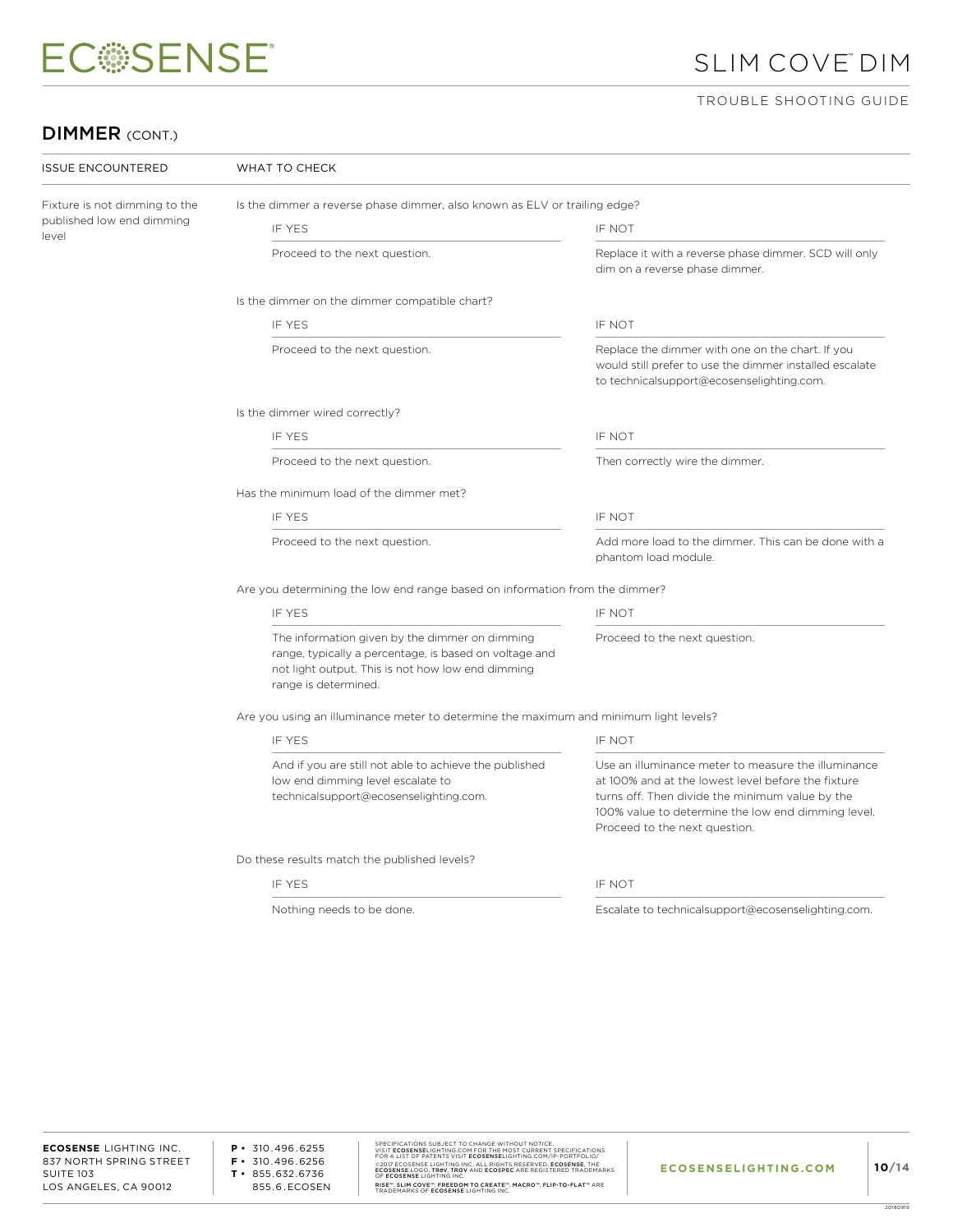## DIMMER (CONT.)

| ISSUE ENCOUNTERED | WHAT TO CHECK | |
|---|---|---|
| Fixture is not dimming to the published low end dimming level | Is the dimmer a reverse phase dimmer, also known as ELV or trailing edge? | |
| | IF YES | IF NOT |
| | Proceed to the next question. | Replace it with a reverse phase dimmer. SCD will only dim on a reverse phase dimmer. |
| | Is the dimmer on the dimmer compatible chart? | |
| | IF YES | IF NOT |
| | Proceed to the next question. | Replace the dimmer with one on the chart. If you would still prefer to use the dimmer installed escalate to technicalsupport@ecosenselighting.com. |
| | Is the dimmer wired correctly? | |
| | IF YES | IF NOT |
| | Proceed to the next question. | Then correctly wire the dimmer. |
| | Has the minimum load of the dimmer met? | |
| | IF YES | IF NOT |
| | Proceed to the next question. | Add more load to the dimmer. This can be done with a phantom load module. |
| | Are you determining the low end range based on information from the dimmer? | |
| | IF YES | IF NOT |
| | The information given by the dimmer on dimming range, typically a percentage, is based on voltage and not light output. This is not how low end dimming range is determined. | Proceed to the next question. |
| | Are you using an illuminance meter to determine the maximum and minimum light levels? | |
| | IF YES | IF NOT |
| | And if you are still not able to achieve the published low end dimming level escalate to technicalsupport@ecosenselighting.com. | Use an illuminance meter to measure the illuminance at 100% and at the lowest level before the fixture turns off. Then divide the minimum value by the 100% value to determine the low end dimming level. Proceed to the next question. |
| | Do these results match the published levels? | |
| | IF YES | IF NOT |
| | Nothing needs to be done. | Escalate to technicalsupport@ecosenselighting.com. |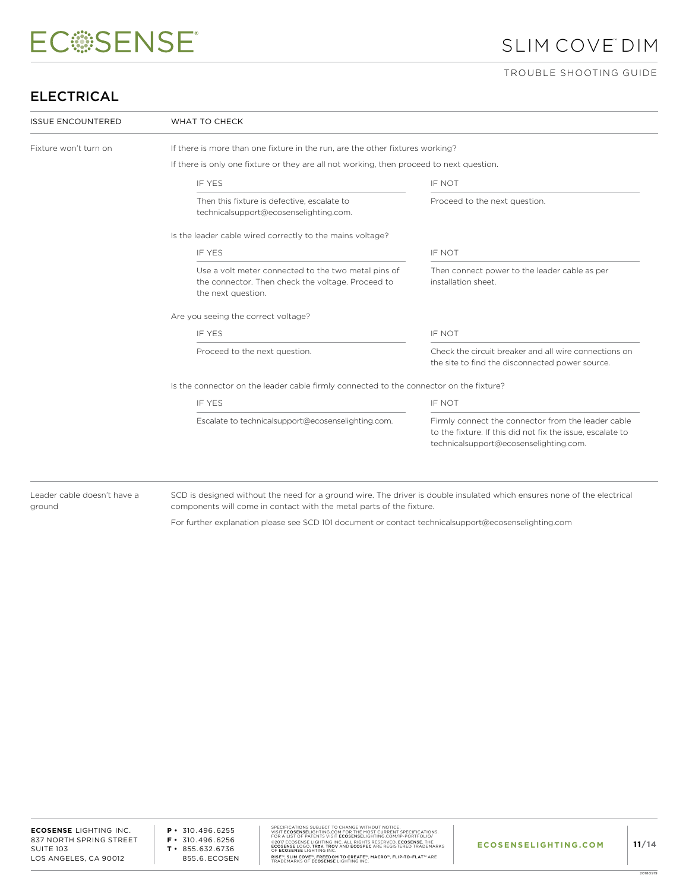## ELECTRICAL

| ISSUE ENCOUNTERED | WHAT TO CHECK | |
|---|---|---|
| Fixture won't turn on | If there is more than one fixture in the run, are the other fixtures working?<br>If there is only one fixture or they are all not working, then proceed to next question. | |
| | IF YES | IF NOT |
| | Then this fixture is defective, escalate to technicalsupport@ecosenselighting.com. | Proceed to the next question. |
| | Is the leader cable wired correctly to the mains voltage? | |
| | IF YES | IF NOT |
| | Use a volt meter connected to the two metal pins of the connector. Then check the voltage. Proceed to the next question. | Then connect power to the leader cable as per installation sheet. |
| | Are you seeing the correct voltage? | |
| | IF YES | IF NOT |
| | Proceed to the next question. | Check the circuit breaker and all wire connections on the site to find the disconnected power source. |
| | Is the connector on the leader cable firmly connected to the connector on the fixture? | |
| | IF YES | IF NOT |
| | Escalate to technicalsupport@ecosenselighting.com. | Firmly connect the connector from the leader cable to the fixture. If this did not fix the issue, escalate to technicalsupport@ecosenselighting.com. |
| Leader cable doesn't have a ground | SCD is designed without the need for a ground wire. The driver is double insulated which ensures none of the electrical components will come in contact with the metal parts of the fixture.<br>For further explanation please see SCD 101 document or contact technicalsupport@ecosenselighting.com | |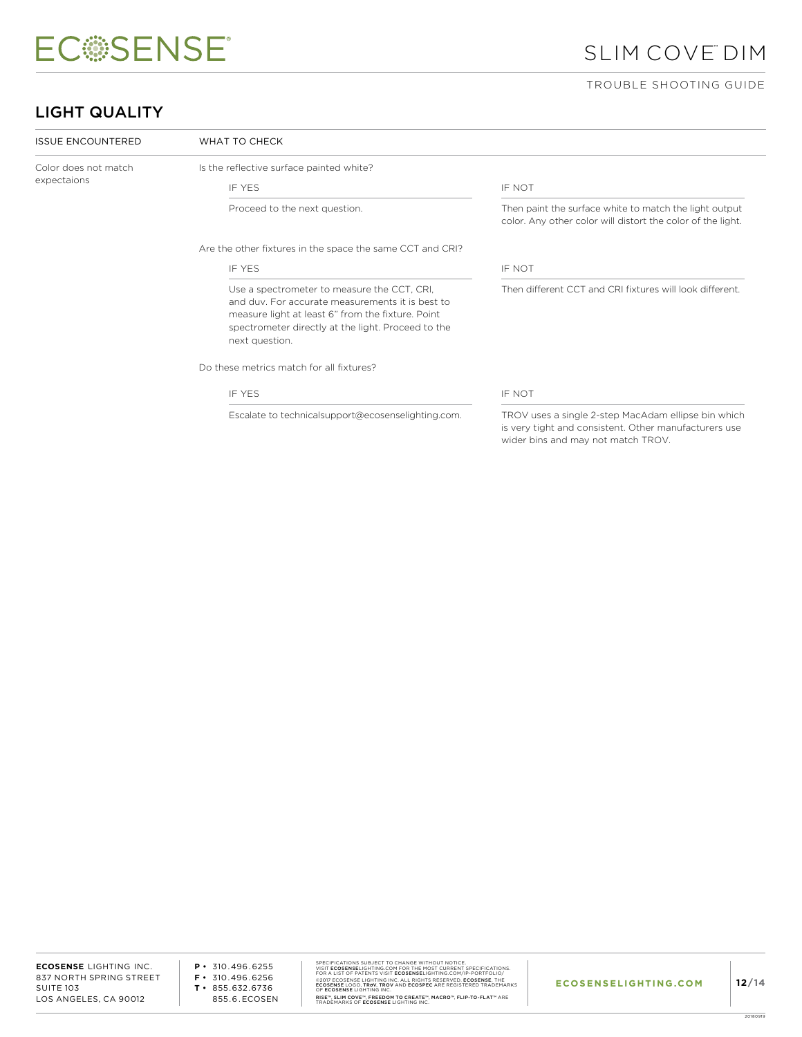## LIGHT QUALITY

| ISSUE ENCOUNTERED | WHAT TO CHECK | |
|---|---|---|
| Color does not match expectaions | Is the reflective surface painted white? | |
| | **IF YES** | **IF NOT** |
| | Proceed to the next question. | Then paint the surface white to match the light output color. Any other color will distort the color of the light. |
| | Are the other fixtures in the space the same CCT and CRI? | |
| | **IF YES** | **IF NOT** |
| | Use a spectrometer to measure the CCT, CRI, and duv. For accurate measurements it is best to measure light at least 6" from the fixture. Point spectrometer directly at the light. Proceed to the next question. | Then different CCT and CRI fixtures will look different. |
| | Do these metrics match for all fixtures? | |
| | **IF YES** | **IF NOT** |
| | Escalate to technicalsupport@ecosenselighting.com. | TROV uses a single 2-step MacAdam ellipse bin which is very tight and consistent. Other manufacturers use wider bins and may not match TROV. |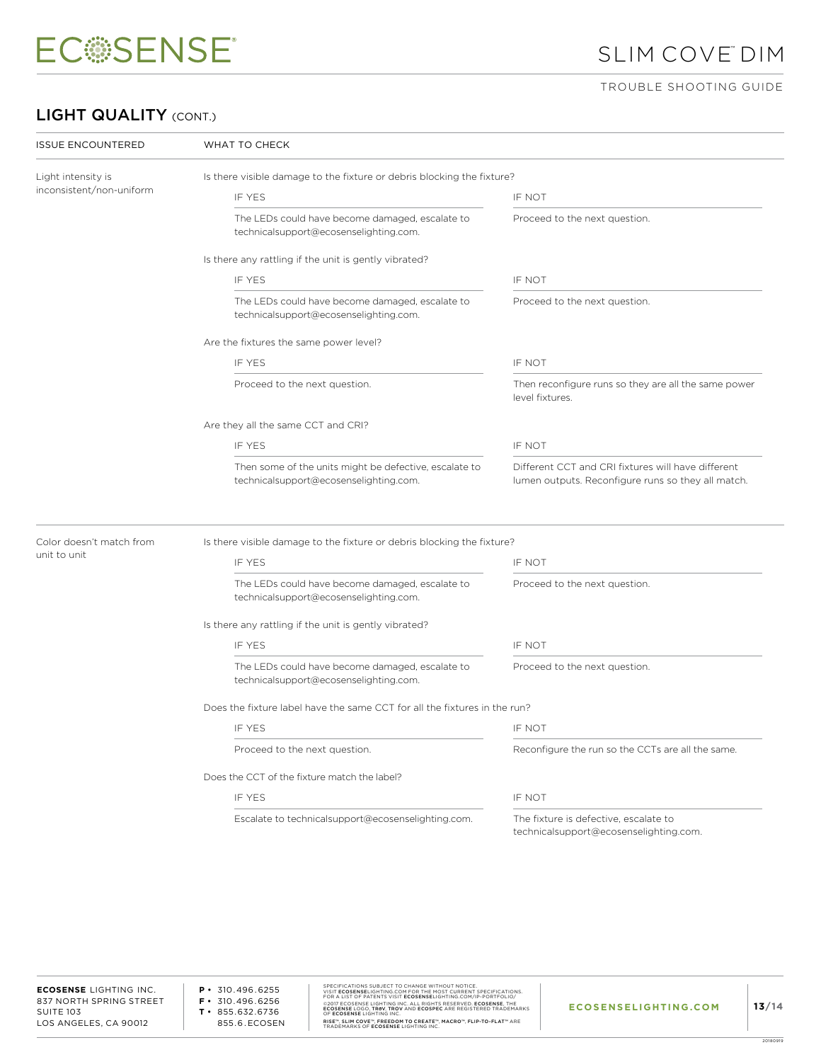## LIGHT QUALITY (CONT.)

| ISSUE ENCOUNTERED | WHAT TO CHECK | |
|---|---|---|
| Light intensity is inconsistent/non-uniform | Is there visible damage to the fixture or debris blocking the fixture? | |
| | IF YES | IF NOT |
| | The LEDs could have become damaged, escalate to technicalsupport@ecosenselighting.com. | Proceed to the next question. |
| | Is there any rattling if the unit is gently vibrated? | |
| | IF YES | IF NOT |
| | The LEDs could have become damaged, escalate to technicalsupport@ecosenselighting.com. | Proceed to the next question. |
| | Are the fixtures the same power level? | |
| | IF YES | IF NOT |
| | Proceed to the next question. | Then reconfigure runs so they are all the same power level fixtures. |
| | Are they all the same CCT and CRI? | |
| | IF YES | IF NOT |
| | Then some of the units might be defective, escalate to technicalsupport@ecosenselighting.com. | Different CCT and CRI fixtures will have different lumen outputs. Reconfigure runs so they all match. |
| Color doesn't match from unit to unit | Is there visible damage to the fixture or debris blocking the fixture? | |
| | IF YES | IF NOT |
| | The LEDs could have become damaged, escalate to technicalsupport@ecosenselighting.com. | Proceed to the next question. |
| | Is there any rattling if the unit is gently vibrated? | |
| | IF YES | IF NOT |
| | The LEDs could have become damaged, escalate to technicalsupport@ecosenselighting.com. | Proceed to the next question. |
| | Does the fixture label have the same CCT for all the fixtures in the run? | |
| | IF YES | IF NOT |
| | Proceed to the next question. | Reconfigure the run so the CCTs are all the same. |
| | Does the CCT of the fixture match the label? | |
| | IF YES | IF NOT |
| | Escalate to technicalsupport@ecosenselighting.com. | The fixture is defective, escalate to technicalsupport@ecosenselighting.com. |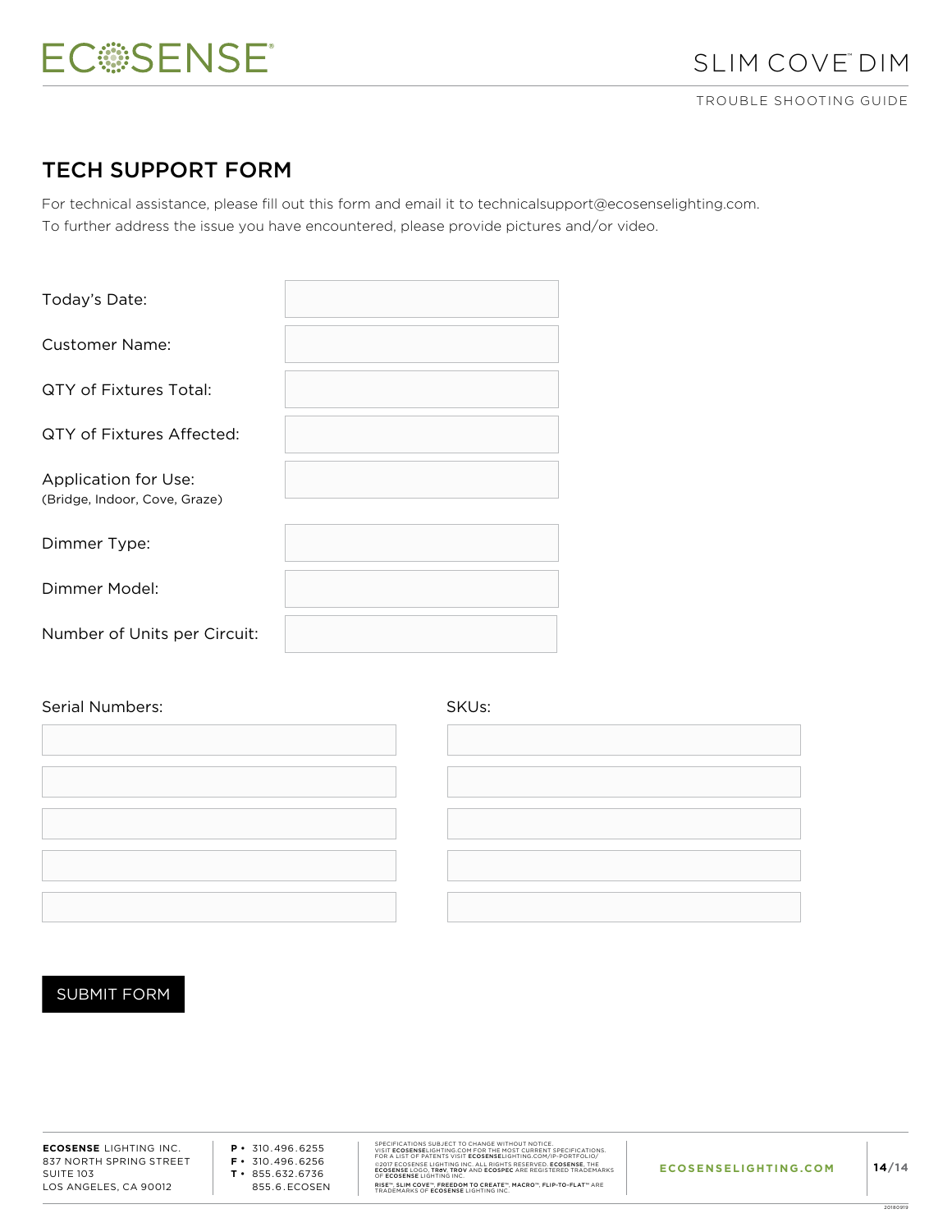## TECH SUPPORT FORM

For technical assistance, please fill out this form and email it to technicalsupport@ecosenselighting.com.
To further address the issue you have encountered, please provide pictures and/or video.

| | |
|---|---|
| Today's Date: | |
| Customer Name: | |
| QTY of Fixtures Total: | |
| QTY of Fixtures Affected: | |
| Application for Use: (Bridge, Indoor, Cove, Graze) | |
| Dimmer Type: | |
| Dimmer Model: | |
| Number of Units per Circuit: | |

| Serial Numbers: | SKUs: |
|---|---|
| | |
| | |
| | |
| | |
| | |

SUBMIT FORM

**ECOSENSE** LIGHTING INC.
837 NORTH SPRING STREET
SUITE 103
LOS ANGELES, CA 90012

**P** • 310.496.6255
**F** • 310.496.6256
**T** • 855.632.6736
855.6.ECOSEN

SPECIFICATIONS SUBJECT TO CHANGE WITHOUT NOTICE.
VISIT **ECOSENSE**LIGHTING.COM FOR THE MOST CURRENT SPECIFICATIONS.
FOR A LIST OF PATENTS VISIT **ECOSENSE**LIGHTING.COM/IP-PORTFOLIO/
©2017 ECOSENSE LIGHTING INC. ALL RIGHTS RESERVED. **ECOSENSE**, THE **ECOSENSE** LOGO, **TROV**, **TRQV** AND **ECOSPEC** ARE REGISTERED TRADEMARKS OF **ECOSENSE** LIGHTING INC.
**RISE™**, **SLIM COVE™**, **FREEDOM TO CREATE™**, **MACRO™**, **FLIP-TO-FLAT™** ARE TRADEMARKS OF **ECOSENSE** LIGHTING INC.

**ECOSENSELIGHTING.COM**